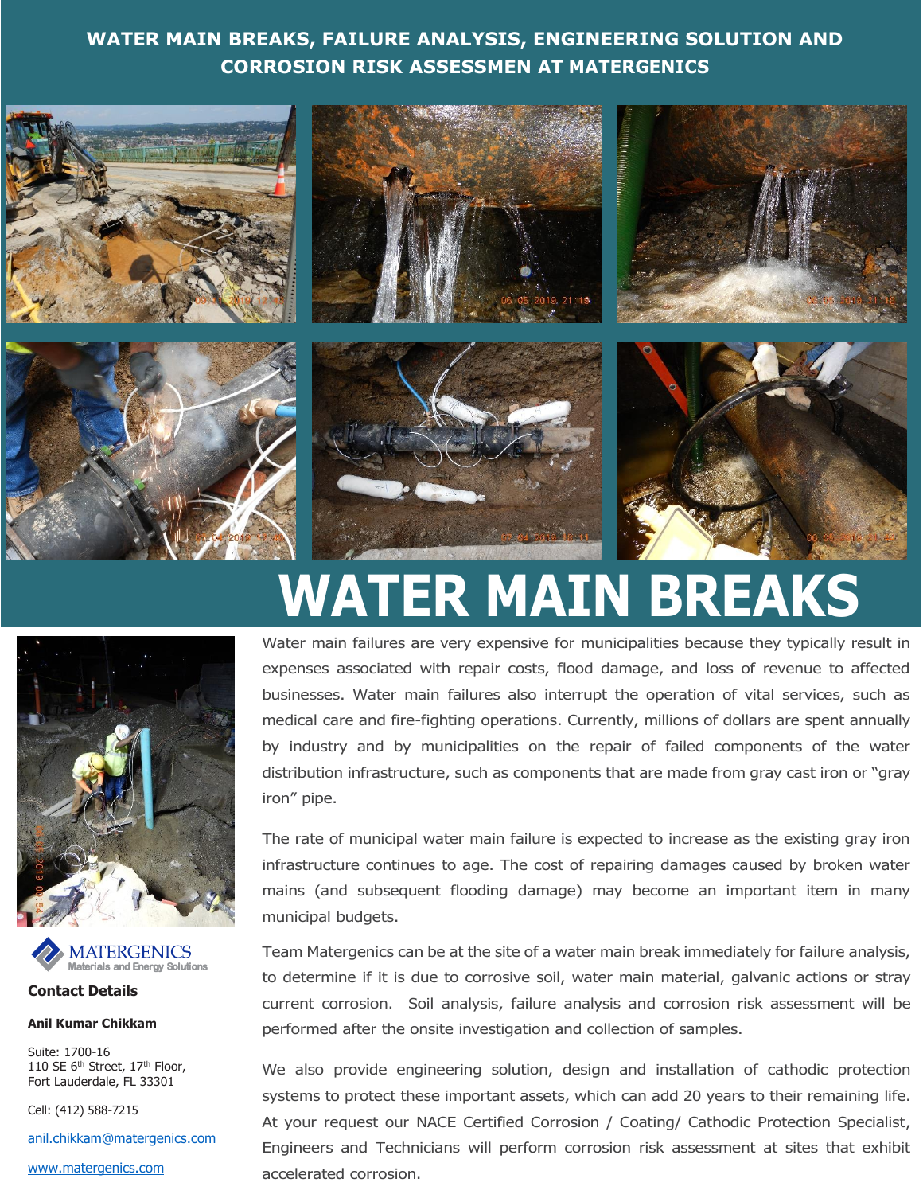# WATER MAIN BREAKS, FAILURE ANALYSIS, ENGINEERING SOLUTION AND CORROSION RISK ASSESSMEN AT MATERGENICS

# WATER MAIN BREAKS

Water main failures are very expensive for municipalities because they typically result in expenses associated with repair costs, flood damage, and loss of revenue to affected businesses. Water main failures also interrupt the operation of vital services, such as medical care and fire-fighting operations. Currently, millions of dollars are spent annually by industry and by municipalities on the repair of failed components of the water distribution infrastructure, such as components that are made from gray cast iron or "gray iron" pipe.

The rate of municipal water main failure is expected to increase as the existing gray iron infrastructure continues to age. The cost of repairing damages caused by broken water mains (and subsequent flooding damage) may become an important item in many municipal budgets.

Team Matergenics can be at the site of a water main break immediately for failure analysis, to determine if it is due to corrosive soil, water main material, galvanic actions or stray current corrosion. Soil analysis, failure analysis and corrosion risk assessment will be performed after the onsite investigation and collection of samples.

We also provide engineering solution, design and installation of cathodic protection systems to protect these important assets, which can add 20 years to their remaining life. At your request our NACE Certified Corrosion / Coating/ Cathodic Protection Specialist, Engineers and Technicians will perform corrosion risk assessment at sites that exhibit accelerated corrosion.

MATERGENICS
Materials and Energy Solutions

**Contact Details**

**Anil Kumar Chikkam**

Suite: 1700-16
110 SE 6th Street, 17th Floor,
Fort Lauderdale, FL 33301

Cell: (412) 588-7215

anil.chikkam@matergenics.com

www.matergenics.com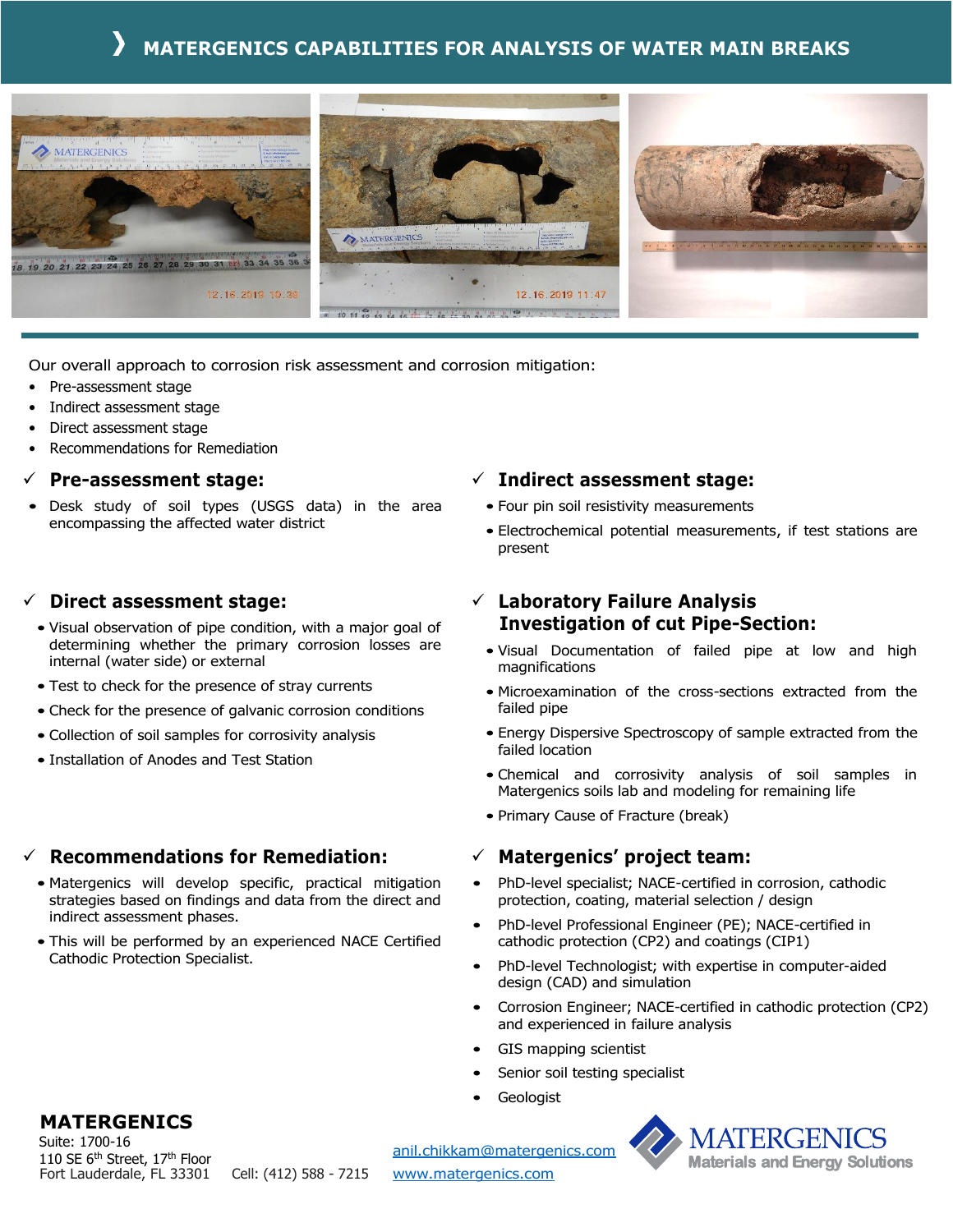# MATERGENICS CAPABILITIES FOR ANALYSIS OF WATER MAIN BREAKS

Our overall approach to corrosion risk assessment and corrosion mitigation:

- Pre-assessment stage
- Indirect assessment stage
- Direct assessment stage
- Recommendations for Remediation

## ✓ Pre-assessment stage:

- Desk study of soil types (USGS data) in the area encompassing the affected water district

## ✓ Indirect assessment stage:

- Four pin soil resistivity measurements
- Electrochemical potential measurements, if test stations are present

## ✓ Direct assessment stage:

- Visual observation of pipe condition, with a major goal of determining whether the primary corrosion losses are internal (water side) or external
- Test to check for the presence of stray currents
- Check for the presence of galvanic corrosion conditions
- Collection of soil samples for corrosivity analysis
- Installation of Anodes and Test Station

## ✓ Laboratory Failure Analysis Investigation of cut Pipe-Section:

- Visual Documentation of failed pipe at low and high magnifications
- Microexamination of the cross-sections extracted from the failed pipe
- Energy Dispersive Spectroscopy of sample extracted from the failed location
- Chemical and corrosivity analysis of soil samples in Matergenics soils lab and modeling for remaining life
- Primary Cause of Fracture (break)

## ✓ Recommendations for Remediation:

- Matergenics will develop specific, practical mitigation strategies based on findings and data from the direct and indirect assessment phases.
- This will be performed by an experienced NACE Certified Cathodic Protection Specialist.

## ✓ Matergenics' project team:

- PhD-level specialist; NACE-certified in corrosion, cathodic protection, coating, material selection / design
- PhD-level Professional Engineer (PE); NACE-certified in cathodic protection (CP2) and coatings (CIP1)
- PhD-level Technologist; with expertise in computer-aided design (CAD) and simulation
- Corrosion Engineer; NACE-certified in cathodic protection (CP2) and experienced in failure analysis
- GIS mapping scientist
- Senior soil testing specialist
- Geologist

**MATERGENICS**
Suite: 1700-16
110 SE 6th Street, 17th Floor
Fort Lauderdale, FL 33301

Cell: (412) 588 - 7215

anil.chikkam@matergenics.com
www.matergenics.com

MATERGENICS
Materials and Energy Solutions